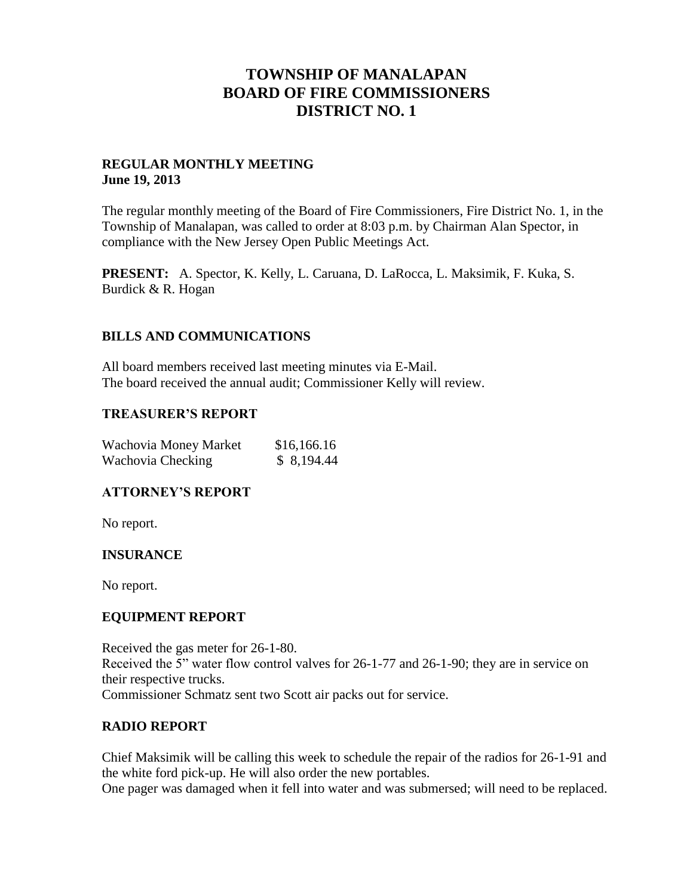# TOWNSHIP OF MANALAPAN
# BOARD OF FIRE COMMISSIONERS
# DISTRICT NO. 1

**REGULAR MONTHLY MEETING**
**June 19, 2013**

The regular monthly meeting of the Board of Fire Commissioners, Fire District No. 1, in the Township of Manalapan, was called to order at 8:03 p.m. by Chairman Alan Spector, in compliance with the New Jersey Open Public Meetings Act.

**PRESENT:** A. Spector, K. Kelly, L. Caruana, D. LaRocca, L. Maksimik, F. Kuka, S. Burdick & R. Hogan

## BILLS AND COMMUNICATIONS

All board members received last meeting minutes via E-Mail.
The board received the annual audit; Commissioner Kelly will review.

## TREASURER'S REPORT

| | |
|---|---|
| Wachovia Money Market | $16,166.16 |
| Wachovia Checking | $ 8,194.44 |

## ATTORNEY'S REPORT

No report.

## INSURANCE

No report.

## EQUIPMENT REPORT

Received the gas meter for 26-1-80.
Received the 5" water flow control valves for 26-1-77 and 26-1-90; they are in service on their respective trucks.
Commissioner Schmatz sent two Scott air packs out for service.

## RADIO REPORT

Chief Maksimik will be calling this week to schedule the repair of the radios for 26-1-91 and the white ford pick-up. He will also order the new portables.
One pager was damaged when it fell into water and was submersed; will need to be replaced.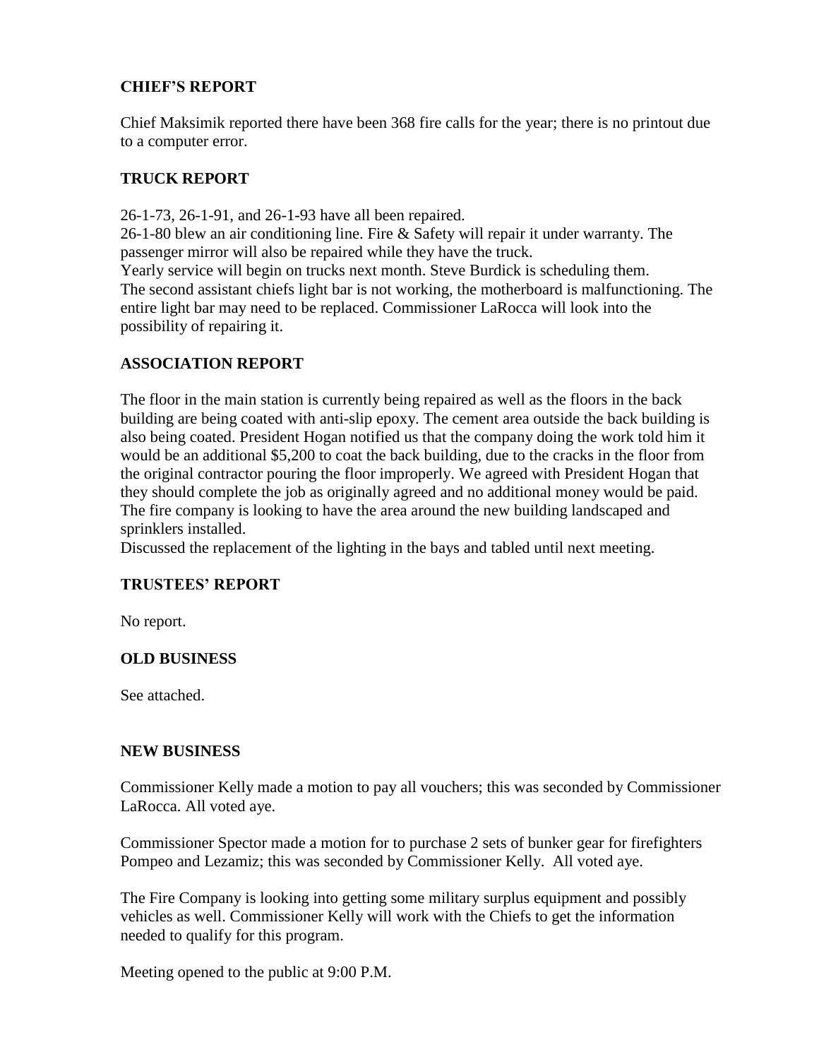**CHIEF'S REPORT**

Chief Maksimik reported there have been 368 fire calls for the year; there is no printout due to a computer error.

**TRUCK REPORT**

26-1-73, 26-1-91, and 26-1-93 have all been repaired.
26-1-80 blew an air conditioning line. Fire & Safety will repair it under warranty. The passenger mirror will also be repaired while they have the truck.
Yearly service will begin on trucks next month. Steve Burdick is scheduling them.
The second assistant chiefs light bar is not working, the motherboard is malfunctioning. The entire light bar may need to be replaced. Commissioner LaRocca will look into the possibility of repairing it.

**ASSOCIATION REPORT**

The floor in the main station is currently being repaired as well as the floors in the back building are being coated with anti-slip epoxy. The cement area outside the back building is also being coated. President Hogan notified us that the company doing the work told him it would be an additional $5,200 to coat the back building, due to the cracks in the floor from the original contractor pouring the floor improperly. We agreed with President Hogan that they should complete the job as originally agreed and no additional money would be paid. The fire company is looking to have the area around the new building landscaped and sprinklers installed.
Discussed the replacement of the lighting in the bays and tabled until next meeting.

**TRUSTEES' REPORT**

No report.

**OLD BUSINESS**

See attached.

**NEW BUSINESS**

Commissioner Kelly made a motion to pay all vouchers; this was seconded by Commissioner LaRocca. All voted aye.

Commissioner Spector made a motion for to purchase 2 sets of bunker gear for firefighters Pompeo and Lezamiz; this was seconded by Commissioner Kelly. All voted aye.

The Fire Company is looking into getting some military surplus equipment and possibly vehicles as well. Commissioner Kelly will work with the Chiefs to get the information needed to qualify for this program.

Meeting opened to the public at 9:00 P.M.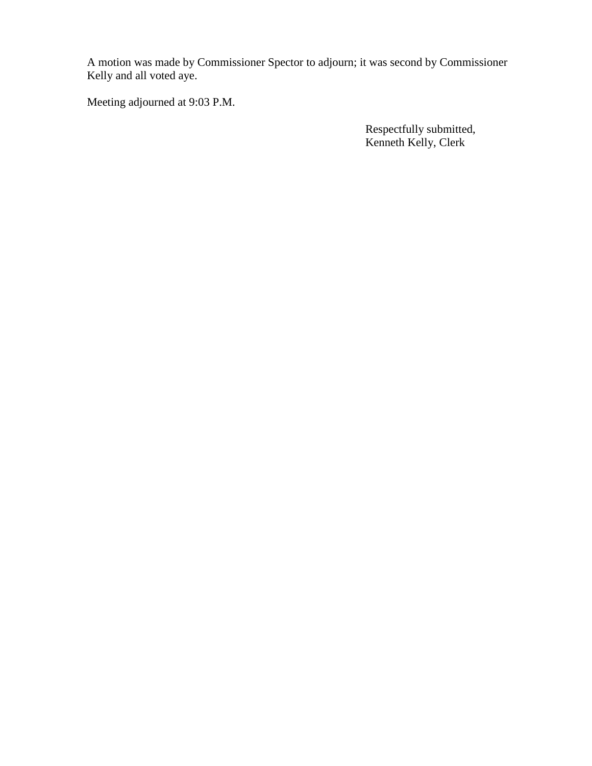A motion was made by Commissioner Spector to adjourn; it was second by Commissioner Kelly and all voted aye.

Meeting adjourned at 9:03 P.M.

Respectfully submitted,
Kenneth Kelly, Clerk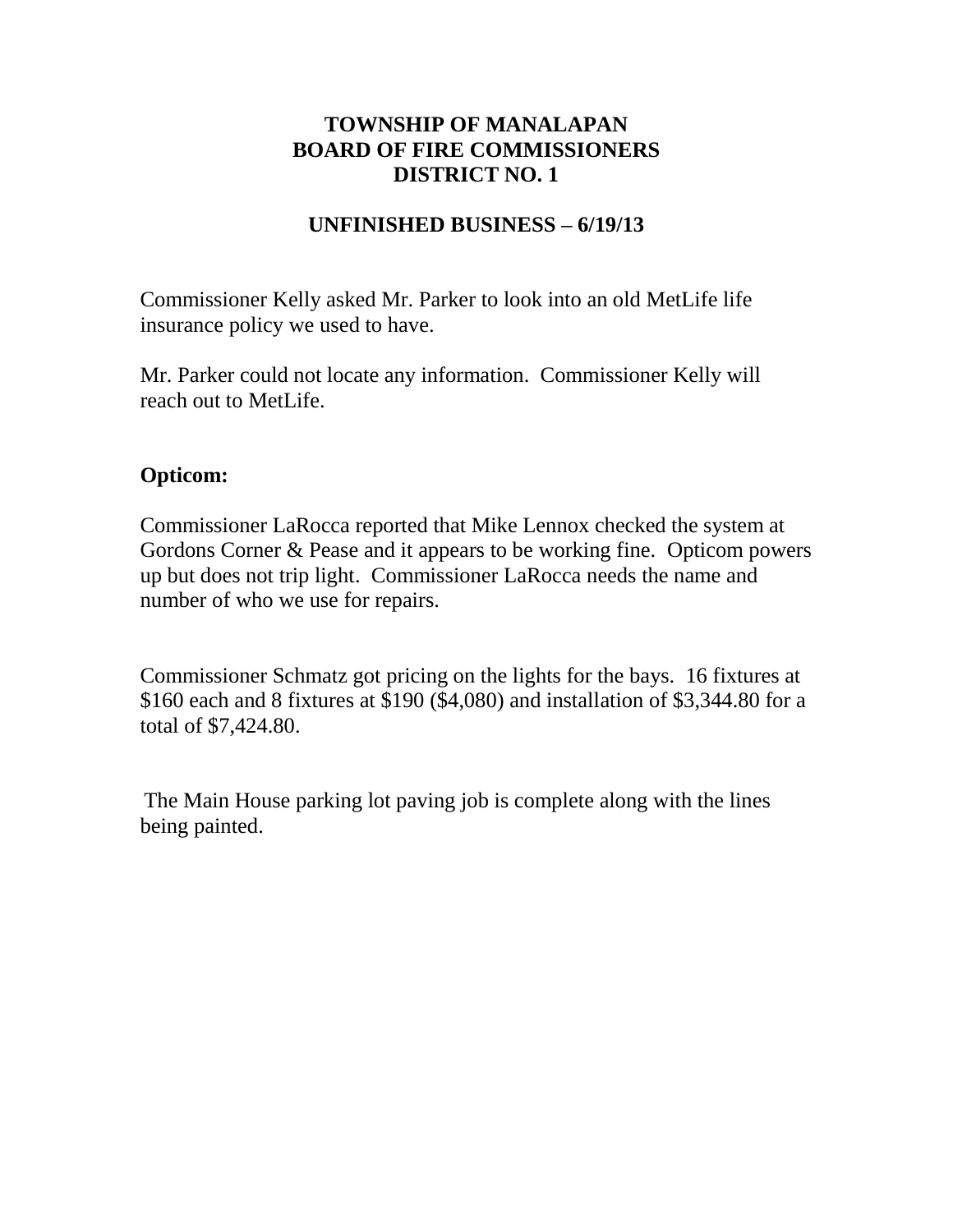**TOWNSHIP OF MANALAPAN**
**BOARD OF FIRE COMMISSIONERS**
**DISTRICT NO. 1**

**UNFINISHED BUSINESS – 6/19/13**

Commissioner Kelly asked Mr. Parker to look into an old MetLife life insurance policy we used to have.

Mr. Parker could not locate any information. Commissioner Kelly will reach out to MetLife.

**Opticom:**

Commissioner LaRocca reported that Mike Lennox checked the system at Gordons Corner & Pease and it appears to be working fine. Opticom powers up but does not trip light. Commissioner LaRocca needs the name and number of who we use for repairs.

Commissioner Schmatz got pricing on the lights for the bays. 16 fixtures at $160 each and 8 fixtures at $190 ($4,080) and installation of $3,344.80 for a total of $7,424.80.

The Main House parking lot paving job is complete along with the lines being painted.